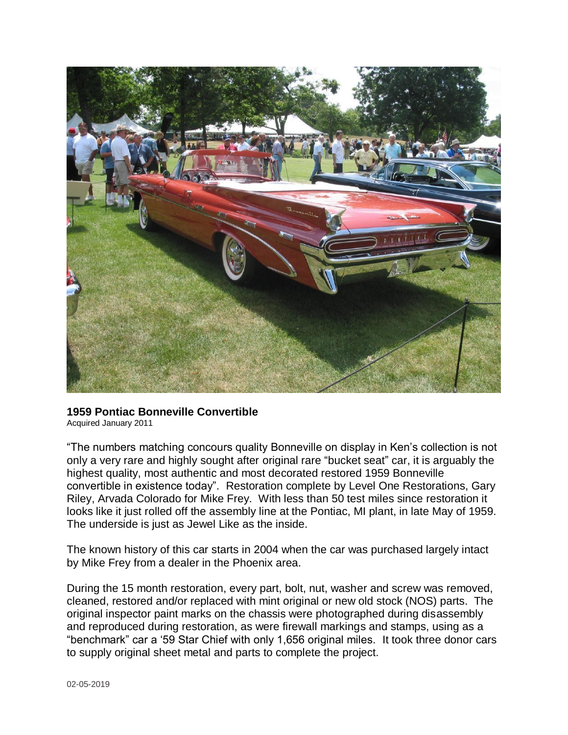**1959 Pontiac Bonneville Convertible**

Acquired January 2011

"The numbers matching concours quality Bonneville on display in Ken's collection is not only a very rare and highly sought after original rare "bucket seat" car, it is arguably the highest quality, most authentic and most decorated restored 1959 Bonneville convertible in existence today". Restoration complete by Level One Restorations, Gary Riley, Arvada Colorado for Mike Frey. With less than 50 test miles since restoration it looks like it just rolled off the assembly line at the Pontiac, MI plant, in late May of 1959. The underside is just as Jewel Like as the inside.

The known history of this car starts in 2004 when the car was purchased largely intact by Mike Frey from a dealer in the Phoenix area.

During the 15 month restoration, every part, bolt, nut, washer and screw was removed, cleaned, restored and/or replaced with mint original or new old stock (NOS) parts. The original inspector paint marks on the chassis were photographed during disassembly and reproduced during restoration, as were firewall markings and stamps, using as a "benchmark" car a '59 Star Chief with only 1,656 original miles. It took three donor cars to supply original sheet metal and parts to complete the project.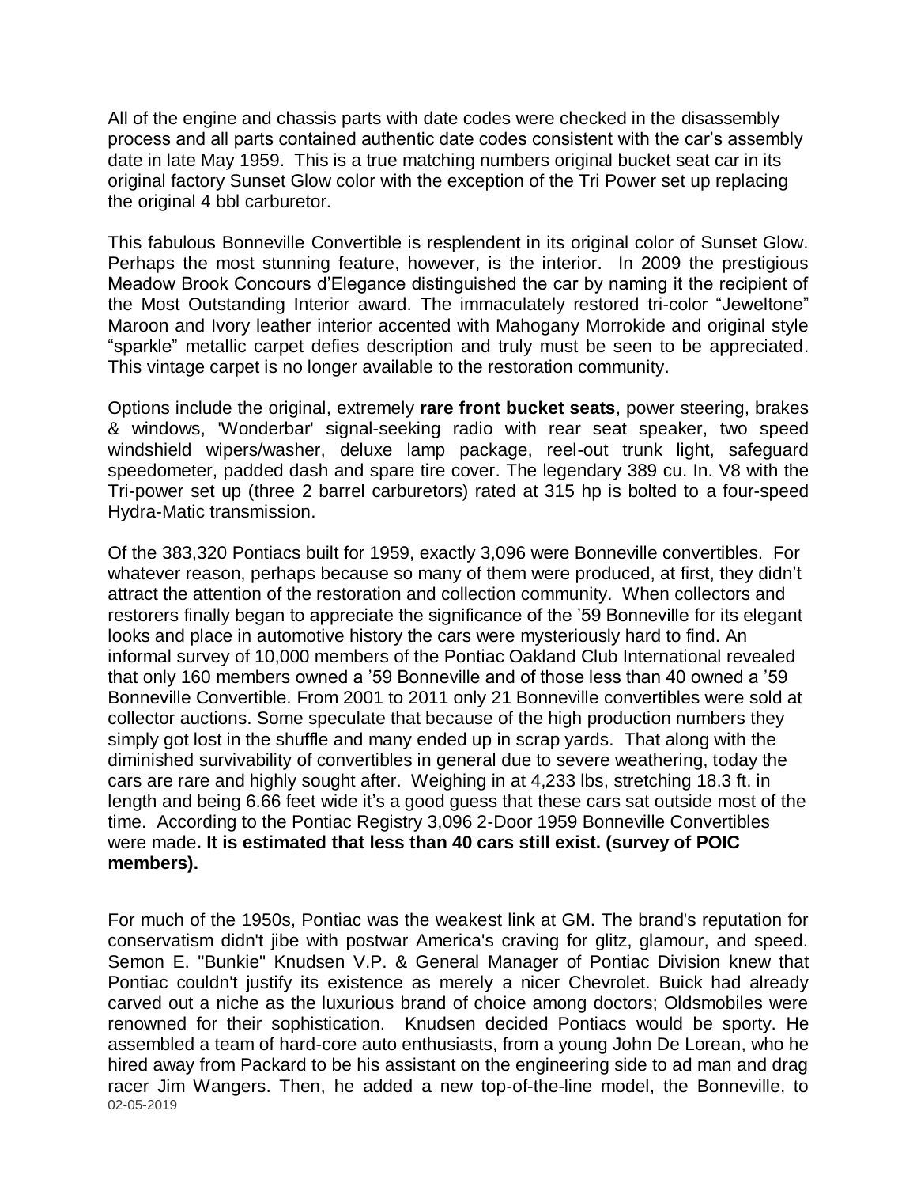All of the engine and chassis parts with date codes were checked in the disassembly process and all parts contained authentic date codes consistent with the car's assembly date in late May 1959. This is a true matching numbers original bucket seat car in its original factory Sunset Glow color with the exception of the Tri Power set up replacing the original 4 bbl carburetor.

This fabulous Bonneville Convertible is resplendent in its original color of Sunset Glow. Perhaps the most stunning feature, however, is the interior. In 2009 the prestigious Meadow Brook Concours d'Elegance distinguished the car by naming it the recipient of the Most Outstanding Interior award. The immaculately restored tri-color "Jeweltone" Maroon and Ivory leather interior accented with Mahogany Morrokide and original style "sparkle" metallic carpet defies description and truly must be seen to be appreciated. This vintage carpet is no longer available to the restoration community.

Options include the original, extremely **rare front bucket seats**, power steering, brakes & windows, 'Wonderbar' signal-seeking radio with rear seat speaker, two speed windshield wipers/washer, deluxe lamp package, reel-out trunk light, safeguard speedometer, padded dash and spare tire cover. The legendary 389 cu. In. V8 with the Tri-power set up (three 2 barrel carburetors) rated at 315 hp is bolted to a four-speed Hydra-Matic transmission.

Of the 383,320 Pontiacs built for 1959, exactly 3,096 were Bonneville convertibles. For whatever reason, perhaps because so many of them were produced, at first, they didn't attract the attention of the restoration and collection community. When collectors and restorers finally began to appreciate the significance of the '59 Bonneville for its elegant looks and place in automotive history the cars were mysteriously hard to find. An informal survey of 10,000 members of the Pontiac Oakland Club International revealed that only 160 members owned a '59 Bonneville and of those less than 40 owned a '59 Bonneville Convertible. From 2001 to 2011 only 21 Bonneville convertibles were sold at collector auctions. Some speculate that because of the high production numbers they simply got lost in the shuffle and many ended up in scrap yards. That along with the diminished survivability of convertibles in general due to severe weathering, today the cars are rare and highly sought after. Weighing in at 4,233 lbs, stretching 18.3 ft. in length and being 6.66 feet wide it's a good guess that these cars sat outside most of the time. According to the Pontiac Registry 3,096 2-Door 1959 Bonneville Convertibles were made**. It is estimated that less than 40 cars still exist. (survey of POIC members).**

For much of the 1950s, Pontiac was the weakest link at GM. The brand's reputation for conservatism didn't jibe with postwar America's craving for glitz, glamour, and speed. Semon E. "Bunkie" Knudsen V.P. & General Manager of Pontiac Division knew that Pontiac couldn't justify its existence as merely a nicer Chevrolet. Buick had already carved out a niche as the luxurious brand of choice among doctors; Oldsmobiles were renowned for their sophistication. Knudsen decided Pontiacs would be sporty. He assembled a team of hard-core auto enthusiasts, from a young John De Lorean, who he hired away from Packard to be his assistant on the engineering side to ad man and drag racer Jim Wangers. Then, he added a new top-of-the-line model, the Bonneville, to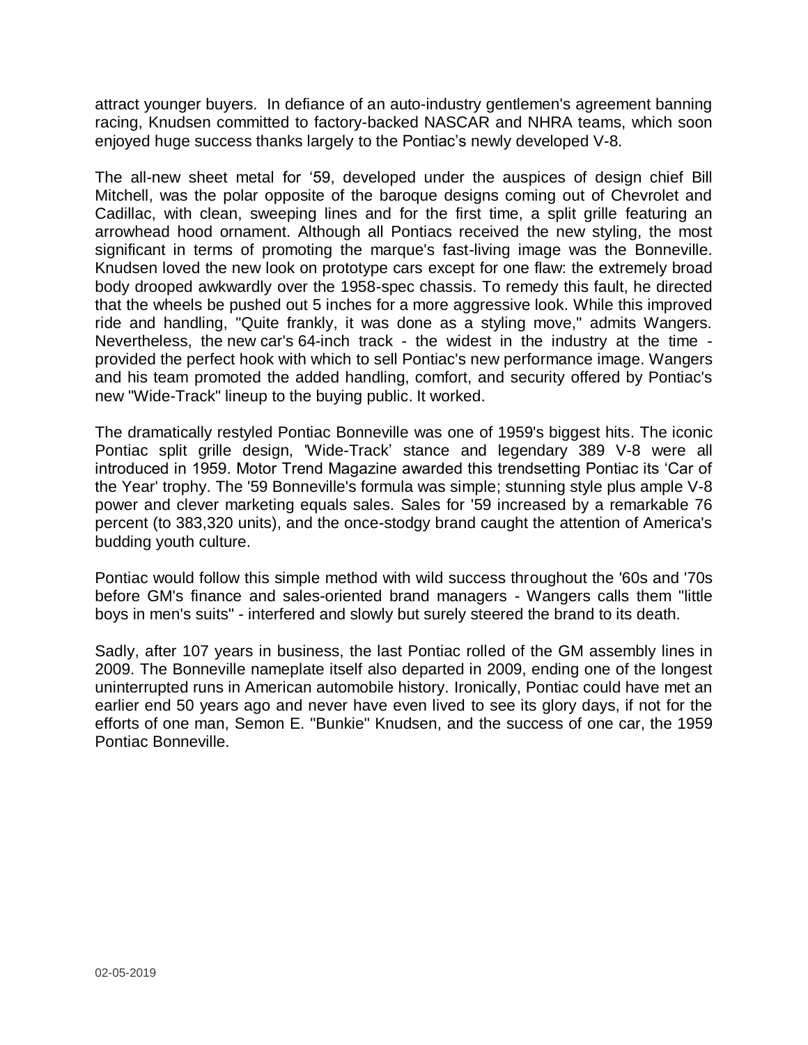attract younger buyers. In defiance of an auto-industry gentlemen's agreement banning racing, Knudsen committed to factory-backed NASCAR and NHRA teams, which soon enjoyed huge success thanks largely to the Pontiac's newly developed V-8.

The all-new sheet metal for '59, developed under the auspices of design chief Bill Mitchell, was the polar opposite of the baroque designs coming out of Chevrolet and Cadillac, with clean, sweeping lines and for the first time, a split grille featuring an arrowhead hood ornament. Although all Pontiacs received the new styling, the most significant in terms of promoting the marque's fast-living image was the Bonneville. Knudsen loved the new look on prototype cars except for one flaw: the extremely broad body drooped awkwardly over the 1958-spec chassis. To remedy this fault, he directed that the wheels be pushed out 5 inches for a more aggressive look. While this improved ride and handling, "Quite frankly, it was done as a styling move," admits Wangers. Nevertheless, the new car's 64-inch track - the widest in the industry at the time - provided the perfect hook with which to sell Pontiac's new performance image. Wangers and his team promoted the added handling, comfort, and security offered by Pontiac's new "Wide-Track" lineup to the buying public. It worked.

The dramatically restyled Pontiac Bonneville was one of 1959's biggest hits. The iconic Pontiac split grille design, 'Wide-Track' stance and legendary 389 V-8 were all introduced in 1959. Motor Trend Magazine awarded this trendsetting Pontiac its 'Car of the Year' trophy. The '59 Bonneville's formula was simple; stunning style plus ample V-8 power and clever marketing equals sales. Sales for '59 increased by a remarkable 76 percent (to 383,320 units), and the once-stodgy brand caught the attention of America's budding youth culture.

Pontiac would follow this simple method with wild success throughout the '60s and '70s before GM's finance and sales-oriented brand managers - Wangers calls them "little boys in men's suits" - interfered and slowly but surely steered the brand to its death.

Sadly, after 107 years in business, the last Pontiac rolled of the GM assembly lines in 2009. The Bonneville nameplate itself also departed in 2009, ending one of the longest uninterrupted runs in American automobile history. Ironically, Pontiac could have met an earlier end 50 years ago and never have even lived to see its glory days, if not for the efforts of one man, Semon E. "Bunkie" Knudsen, and the success of one car, the 1959 Pontiac Bonneville.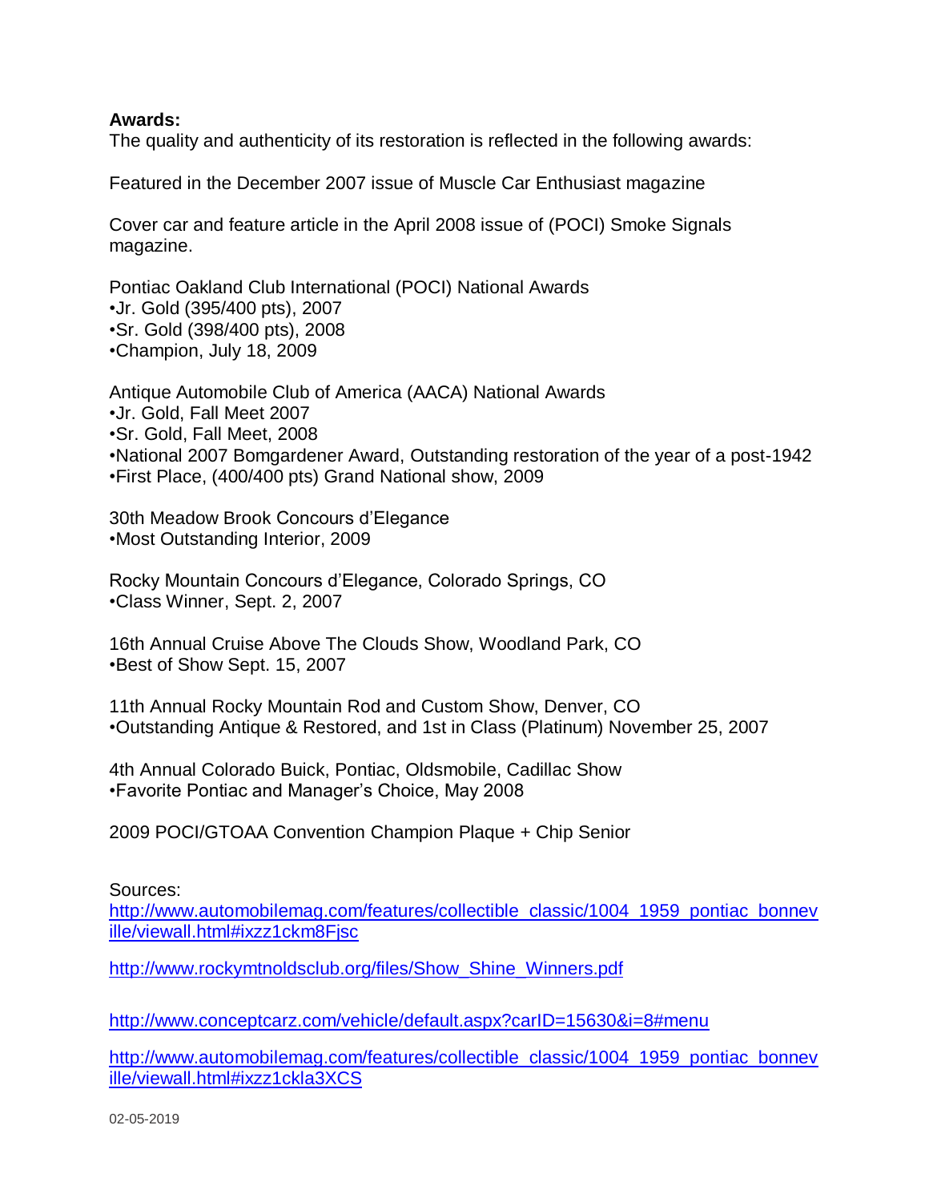**Awards:**
The quality and authenticity of its restoration is reflected in the following awards:

Featured in the December 2007 issue of Muscle Car Enthusiast magazine

Cover car and feature article in the April 2008 issue of (POCI) Smoke Signals magazine.

Pontiac Oakland Club International (POCI) National Awards
•Jr. Gold (395/400 pts), 2007
•Sr. Gold (398/400 pts), 2008
•Champion, July 18, 2009

Antique Automobile Club of America (AACA) National Awards
•Jr. Gold, Fall Meet 2007
•Sr. Gold, Fall Meet, 2008
•National 2007 Bomgardener Award, Outstanding restoration of the year of a post-1942
•First Place, (400/400 pts) Grand National show, 2009

30th Meadow Brook Concours d'Elegance
•Most Outstanding Interior, 2009

Rocky Mountain Concours d'Elegance, Colorado Springs, CO
•Class Winner, Sept. 2, 2007

16th Annual Cruise Above The Clouds Show, Woodland Park, CO
•Best of Show Sept. 15, 2007

11th Annual Rocky Mountain Rod and Custom Show, Denver, CO
•Outstanding Antique & Restored, and 1st in Class (Platinum) November 25, 2007

4th Annual Colorado Buick, Pontiac, Oldsmobile, Cadillac Show
•Favorite Pontiac and Manager's Choice, May 2008

2009 POCI/GTOAA Convention Champion Plaque + Chip Senior

Sources:
http://www.automobilemag.com/features/collectible_classic/1004_1959_pontiac_bonneville/viewall.html#ixzz1ckm8Fjsc

http://www.rockymtnoldsclub.org/files/Show_Shine_Winners.pdf

http://www.conceptcarz.com/vehicle/default.aspx?carID=15630&i=8#menu

http://www.automobilemag.com/features/collectible_classic/1004_1959_pontiac_bonneville/viewall.html#ixzz1ckla3XCS

02-05-2019